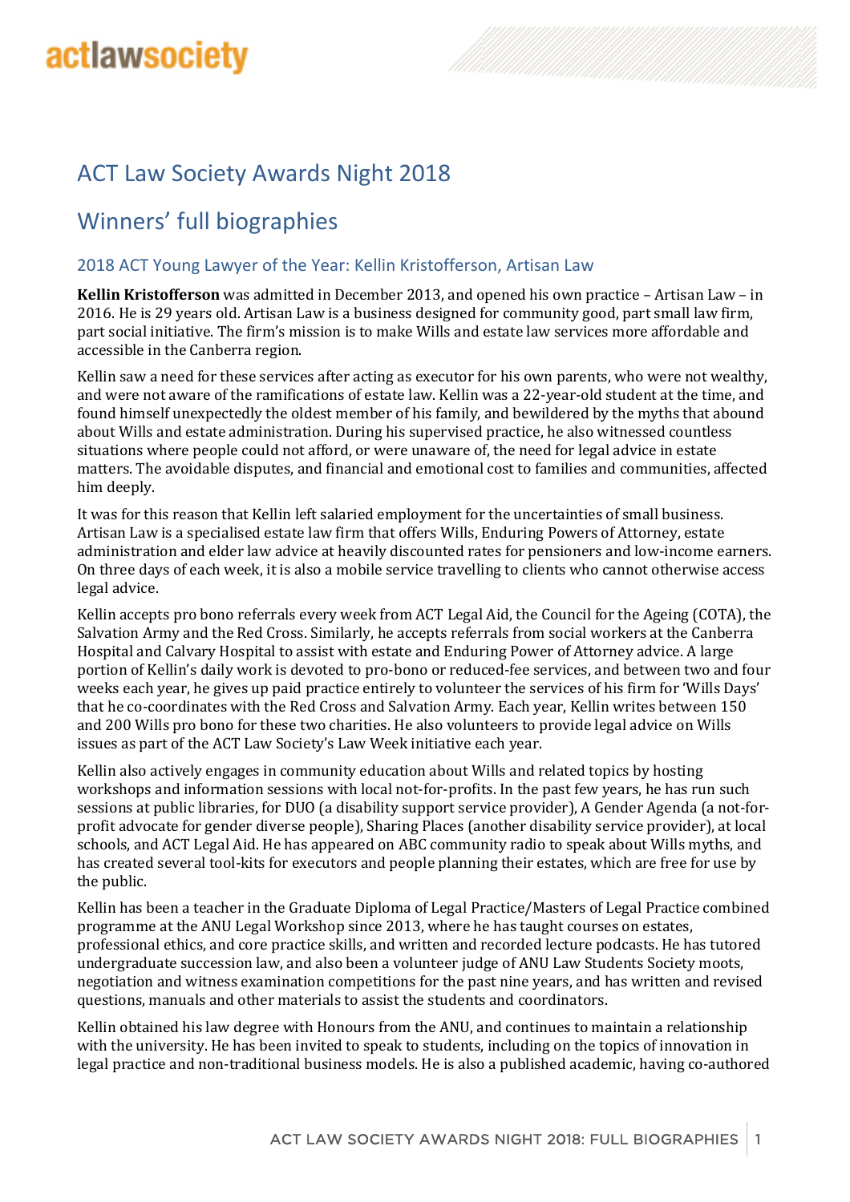actlawsociety

# ACT Law Society Awards Night 2018

# Winners' full biographies

### 2018 ACT Young Lawyer of the Year: Kellin Kristofferson, Artisan Law

**Kellin Kristofferson** was admitted in December 2013, and opened his own practice – Artisan Law – in 2016. He is 29 years old. Artisan Law is a business designed for community good, part small law firm, part social initiative. The firm's mission is to make Wills and estate law services more affordable and accessible in the Canberra region.

Kellin saw a need for these services after acting as executor for his own parents, who were not wealthy, and were not aware of the ramifications of estate law. Kellin was a 22-year-old student at the time, and found himself unexpectedly the oldest member of his family, and bewildered by the myths that abound about Wills and estate administration. During his supervised practice, he also witnessed countless situations where people could not afford, or were unaware of, the need for legal advice in estate matters. The avoidable disputes, and financial and emotional cost to families and communities, affected him deeply.

It was for this reason that Kellin left salaried employment for the uncertainties of small business. Artisan Law is a specialised estate law firm that offers Wills, Enduring Powers of Attorney, estate administration and elder law advice at heavily discounted rates for pensioners and low-income earners. On three days of each week, it is also a mobile service travelling to clients who cannot otherwise access legal advice.

Kellin accepts pro bono referrals every week from ACT Legal Aid, the Council for the Ageing (COTA), the Salvation Army and the Red Cross. Similarly, he accepts referrals from social workers at the Canberra Hospital and Calvary Hospital to assist with estate and Enduring Power of Attorney advice. A large portion of Kellin's daily work is devoted to pro-bono or reduced-fee services, and between two and four weeks each year, he gives up paid practice entirely to volunteer the services of his firm for 'Wills Days' that he co-coordinates with the Red Cross and Salvation Army. Each year, Kellin writes between 150 and 200 Wills pro bono for these two charities. He also volunteers to provide legal advice on Wills issues as part of the ACT Law Society's Law Week initiative each year.

Kellin also actively engages in community education about Wills and related topics by hosting workshops and information sessions with local not-for-profits. In the past few years, he has run such sessions at public libraries, for DUO (a disability support service provider), A Gender Agenda (a not-for-profit advocate for gender diverse people), Sharing Places (another disability service provider), at local schools, and ACT Legal Aid. He has appeared on ABC community radio to speak about Wills myths, and has created several tool-kits for executors and people planning their estates, which are free for use by the public.

Kellin has been a teacher in the Graduate Diploma of Legal Practice/Masters of Legal Practice combined programme at the ANU Legal Workshop since 2013, where he has taught courses on estates, professional ethics, and core practice skills, and written and recorded lecture podcasts. He has tutored undergraduate succession law, and also been a volunteer judge of ANU Law Students Society moots, negotiation and witness examination competitions for the past nine years, and has written and revised questions, manuals and other materials to assist the students and coordinators.

Kellin obtained his law degree with Honours from the ANU, and continues to maintain a relationship with the university. He has been invited to speak to students, including on the topics of innovation in legal practice and non-traditional business models. He is also a published academic, having co-authored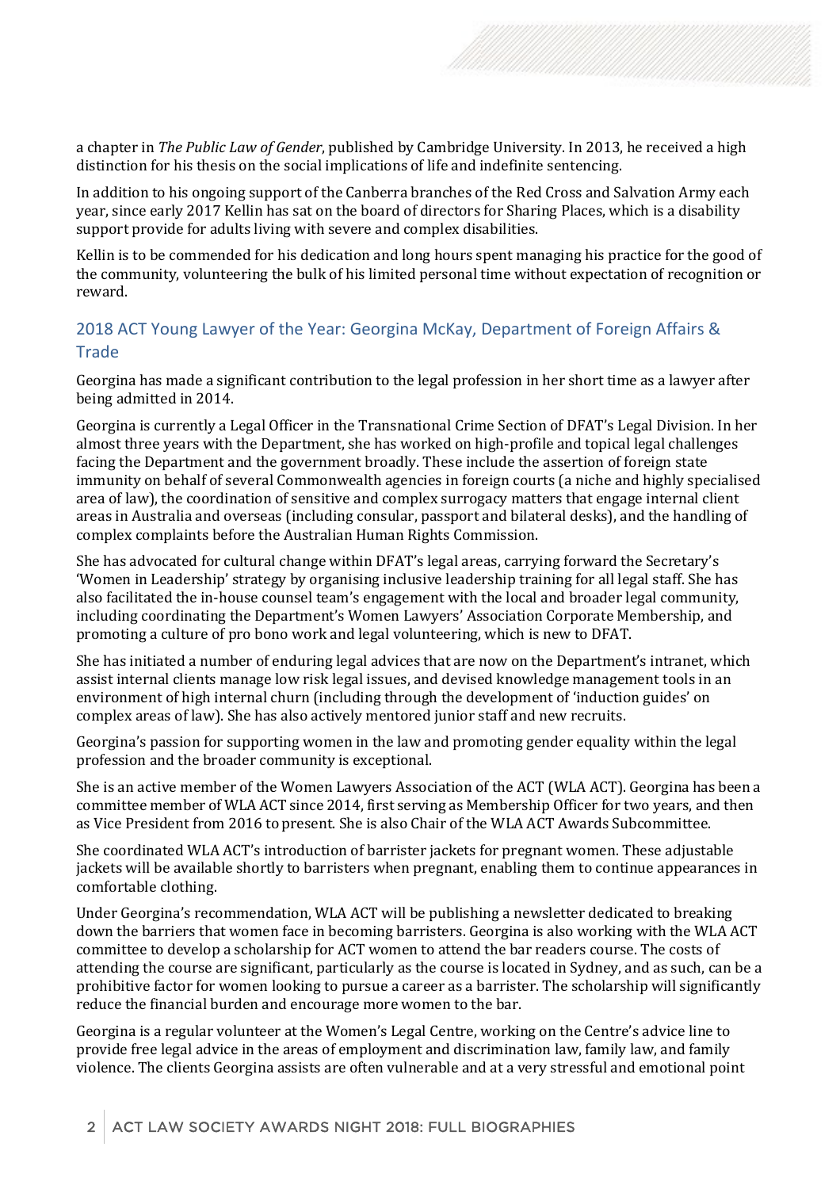a chapter in *The Public Law of Gender*, published by Cambridge University. In 2013, he received a high distinction for his thesis on the social implications of life and indefinite sentencing.

In addition to his ongoing support of the Canberra branches of the Red Cross and Salvation Army each year, since early 2017 Kellin has sat on the board of directors for Sharing Places, which is a disability support provide for adults living with severe and complex disabilities.

Kellin is to be commended for his dedication and long hours spent managing his practice for the good of the community, volunteering the bulk of his limited personal time without expectation of recognition or reward.

## 2018 ACT Young Lawyer of the Year: Georgina McKay, Department of Foreign Affairs & Trade

Georgina has made a significant contribution to the legal profession in her short time as a lawyer after being admitted in 2014.

Georgina is currently a Legal Officer in the Transnational Crime Section of DFAT's Legal Division. In her almost three years with the Department, she has worked on high-profile and topical legal challenges facing the Department and the government broadly. These include the assertion of foreign state immunity on behalf of several Commonwealth agencies in foreign courts (a niche and highly specialised area of law), the coordination of sensitive and complex surrogacy matters that engage internal client areas in Australia and overseas (including consular, passport and bilateral desks), and the handling of complex complaints before the Australian Human Rights Commission.

She has advocated for cultural change within DFAT's legal areas, carrying forward the Secretary's 'Women in Leadership' strategy by organising inclusive leadership training for all legal staff. She has also facilitated the in-house counsel team's engagement with the local and broader legal community, including coordinating the Department's Women Lawyers' Association Corporate Membership, and promoting a culture of pro bono work and legal volunteering, which is new to DFAT.

She has initiated a number of enduring legal advices that are now on the Department's intranet, which assist internal clients manage low risk legal issues, and devised knowledge management tools in an environment of high internal churn (including through the development of 'induction guides' on complex areas of law). She has also actively mentored junior staff and new recruits.

Georgina's passion for supporting women in the law and promoting gender equality within the legal profession and the broader community is exceptional.

She is an active member of the Women Lawyers Association of the ACT (WLA ACT). Georgina has been a committee member of WLA ACT since 2014, first serving as Membership Officer for two years, and then as Vice President from 2016 to present. She is also Chair of the WLA ACT Awards Subcommittee.

She coordinated WLA ACT's introduction of barrister jackets for pregnant women. These adjustable jackets will be available shortly to barristers when pregnant, enabling them to continue appearances in comfortable clothing.

Under Georgina's recommendation, WLA ACT will be publishing a newsletter dedicated to breaking down the barriers that women face in becoming barristers. Georgina is also working with the WLA ACT committee to develop a scholarship for ACT women to attend the bar readers course. The costs of attending the course are significant, particularly as the course is located in Sydney, and as such, can be a prohibitive factor for women looking to pursue a career as a barrister. The scholarship will significantly reduce the financial burden and encourage more women to the bar.

Georgina is a regular volunteer at the Women's Legal Centre, working on the Centre's advice line to provide free legal advice in the areas of employment and discrimination law, family law, and family violence. The clients Georgina assists are often vulnerable and at a very stressful and emotional point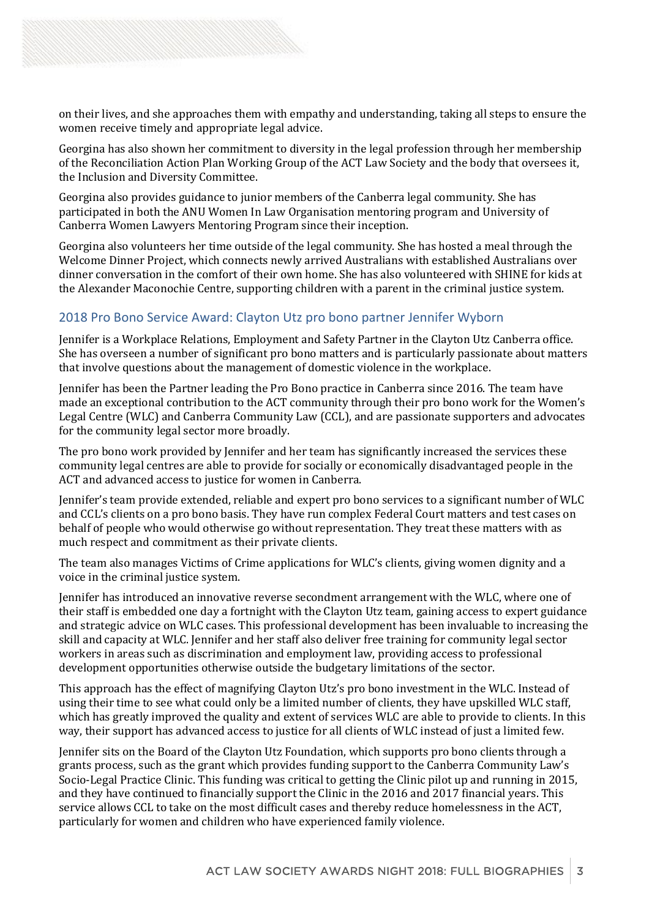on their lives, and she approaches them with empathy and understanding, taking all steps to ensure the women receive timely and appropriate legal advice.

Georgina has also shown her commitment to diversity in the legal profession through her membership of the Reconciliation Action Plan Working Group of the ACT Law Society and the body that oversees it, the Inclusion and Diversity Committee.

Georgina also provides guidance to junior members of the Canberra legal community. She has participated in both the ANU Women In Law Organisation mentoring program and University of Canberra Women Lawyers Mentoring Program since their inception.

Georgina also volunteers her time outside of the legal community. She has hosted a meal through the Welcome Dinner Project, which connects newly arrived Australians with established Australians over dinner conversation in the comfort of their own home. She has also volunteered with SHINE for kids at the Alexander Maconochie Centre, supporting children with a parent in the criminal justice system.

## 2018 Pro Bono Service Award: Clayton Utz pro bono partner Jennifer Wyborn

Jennifer is a Workplace Relations, Employment and Safety Partner in the Clayton Utz Canberra office. She has overseen a number of significant pro bono matters and is particularly passionate about matters that involve questions about the management of domestic violence in the workplace.

Jennifer has been the Partner leading the Pro Bono practice in Canberra since 2016. The team have made an exceptional contribution to the ACT community through their pro bono work for the Women's Legal Centre (WLC) and Canberra Community Law (CCL), and are passionate supporters and advocates for the community legal sector more broadly.

The pro bono work provided by Jennifer and her team has significantly increased the services these community legal centres are able to provide for socially or economically disadvantaged people in the ACT and advanced access to justice for women in Canberra.

Jennifer's team provide extended, reliable and expert pro bono services to a significant number of WLC and CCL's clients on a pro bono basis. They have run complex Federal Court matters and test cases on behalf of people who would otherwise go without representation. They treat these matters with as much respect and commitment as their private clients.

The team also manages Victims of Crime applications for WLC's clients, giving women dignity and a voice in the criminal justice system.

Jennifer has introduced an innovative reverse secondment arrangement with the WLC, where one of their staff is embedded one day a fortnight with the Clayton Utz team, gaining access to expert guidance and strategic advice on WLC cases. This professional development has been invaluable to increasing the skill and capacity at WLC. Jennifer and her staff also deliver free training for community legal sector workers in areas such as discrimination and employment law, providing access to professional development opportunities otherwise outside the budgetary limitations of the sector.

This approach has the effect of magnifying Clayton Utz's pro bono investment in the WLC. Instead of using their time to see what could only be a limited number of clients, they have upskilled WLC staff, which has greatly improved the quality and extent of services WLC are able to provide to clients. In this way, their support has advanced access to justice for all clients of WLC instead of just a limited few.

Jennifer sits on the Board of the Clayton Utz Foundation, which supports pro bono clients through a grants process, such as the grant which provides funding support to the Canberra Community Law's Socio-Legal Practice Clinic. This funding was critical to getting the Clinic pilot up and running in 2015, and they have continued to financially support the Clinic in the 2016 and 2017 financial years. This service allows CCL to take on the most difficult cases and thereby reduce homelessness in the ACT, particularly for women and children who have experienced family violence.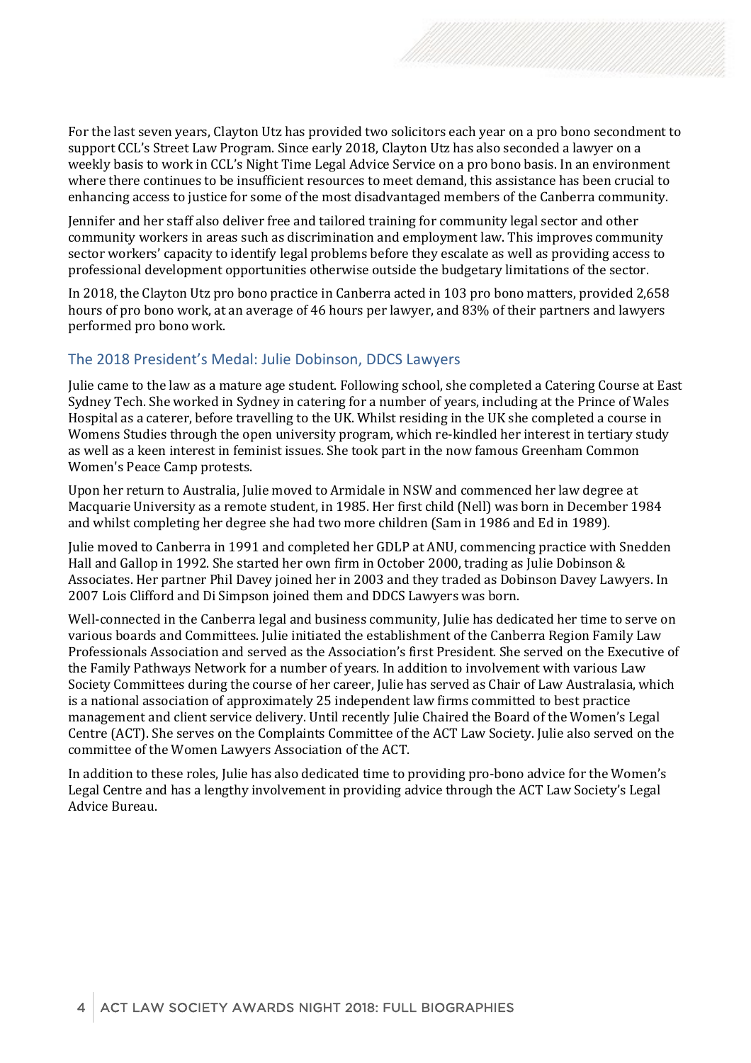For the last seven years, Clayton Utz has provided two solicitors each year on a pro bono secondment to support CCL's Street Law Program. Since early 2018, Clayton Utz has also seconded a lawyer on a weekly basis to work in CCL's Night Time Legal Advice Service on a pro bono basis. In an environment where there continues to be insufficient resources to meet demand, this assistance has been crucial to enhancing access to justice for some of the most disadvantaged members of the Canberra community.

Jennifer and her staff also deliver free and tailored training for community legal sector and other community workers in areas such as discrimination and employment law. This improves community sector workers' capacity to identify legal problems before they escalate as well as providing access to professional development opportunities otherwise outside the budgetary limitations of the sector.

In 2018, the Clayton Utz pro bono practice in Canberra acted in 103 pro bono matters, provided 2,658 hours of pro bono work, at an average of 46 hours per lawyer, and 83% of their partners and lawyers performed pro bono work.

## The 2018 President's Medal: Julie Dobinson, DDCS Lawyers

Julie came to the law as a mature age student. Following school, she completed a Catering Course at East Sydney Tech. She worked in Sydney in catering for a number of years, including at the Prince of Wales Hospital as a caterer, before travelling to the UK. Whilst residing in the UK she completed a course in Womens Studies through the open university program, which re-kindled her interest in tertiary study as well as a keen interest in feminist issues. She took part in the now famous Greenham Common Women's Peace Camp protests.

Upon her return to Australia, Julie moved to Armidale in NSW and commenced her law degree at Macquarie University as a remote student, in 1985. Her first child (Nell) was born in December 1984 and whilst completing her degree she had two more children (Sam in 1986 and Ed in 1989).

Julie moved to Canberra in 1991 and completed her GDLP at ANU, commencing practice with Snedden Hall and Gallop in 1992. She started her own firm in October 2000, trading as Julie Dobinson & Associates. Her partner Phil Davey joined her in 2003 and they traded as Dobinson Davey Lawyers. In 2007 Lois Clifford and Di Simpson joined them and DDCS Lawyers was born.

Well-connected in the Canberra legal and business community, Julie has dedicated her time to serve on various boards and Committees. Julie initiated the establishment of the Canberra Region Family Law Professionals Association and served as the Association's first President. She served on the Executive of the Family Pathways Network for a number of years. In addition to involvement with various Law Society Committees during the course of her career, Julie has served as Chair of Law Australasia, which is a national association of approximately 25 independent law firms committed to best practice management and client service delivery. Until recently Julie Chaired the Board of the Women's Legal Centre (ACT). She serves on the Complaints Committee of the ACT Law Society. Julie also served on the committee of the Women Lawyers Association of the ACT.

In addition to these roles, Julie has also dedicated time to providing pro-bono advice for the Women's Legal Centre and has a lengthy involvement in providing advice through the ACT Law Society's Legal Advice Bureau.